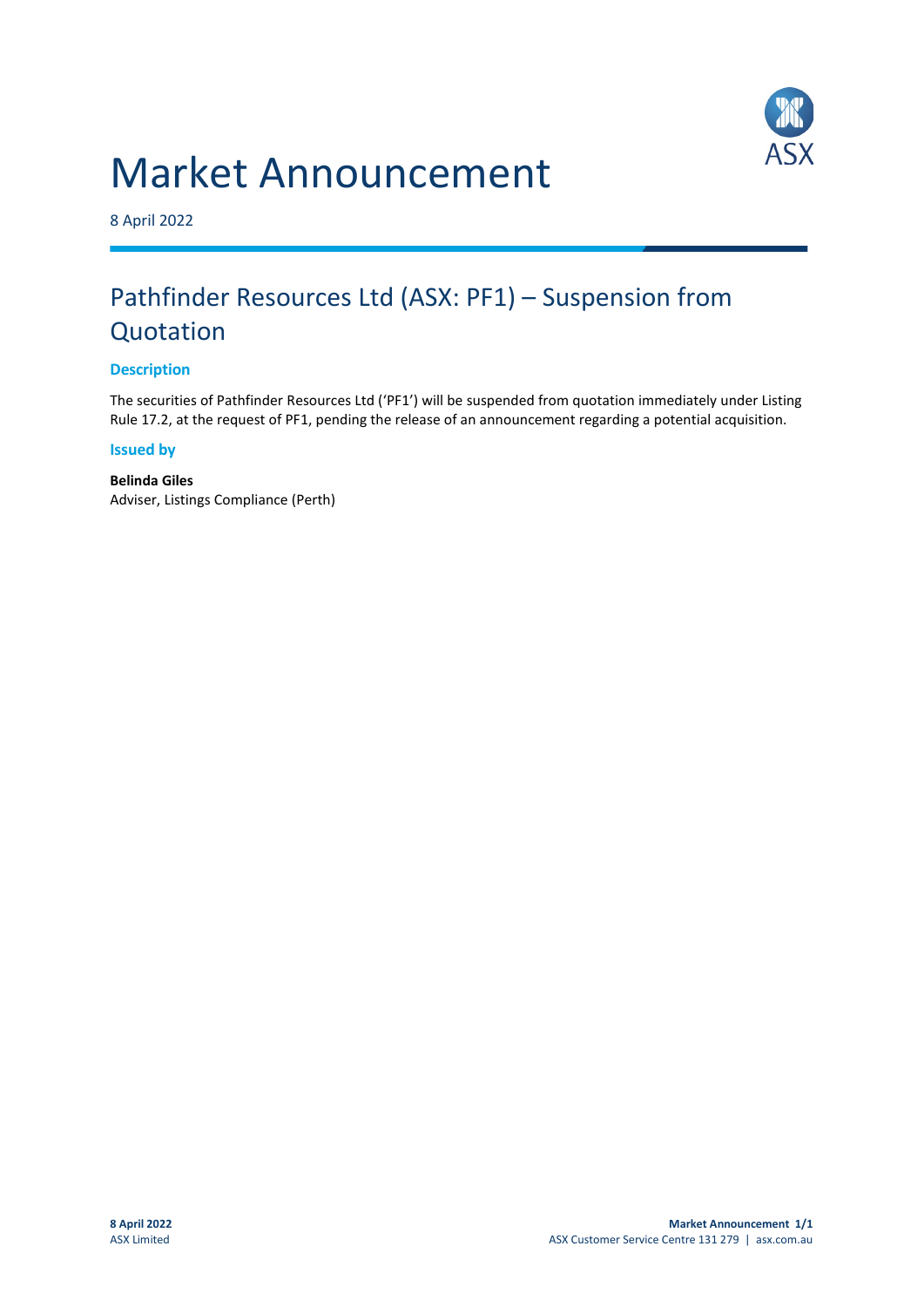# Market Announcement

8 April 2022

## Pathfinder Resources Ltd (ASX: PF1) – Suspension from Quotation

### Description

The securities of Pathfinder Resources Ltd ('PF1') will be suspended from quotation immediately under Listing Rule 17.2, at the request of PF1, pending the release of an announcement regarding a potential acquisition.

### Issued by

**Belinda Giles**
Adviser, Listings Compliance (Perth)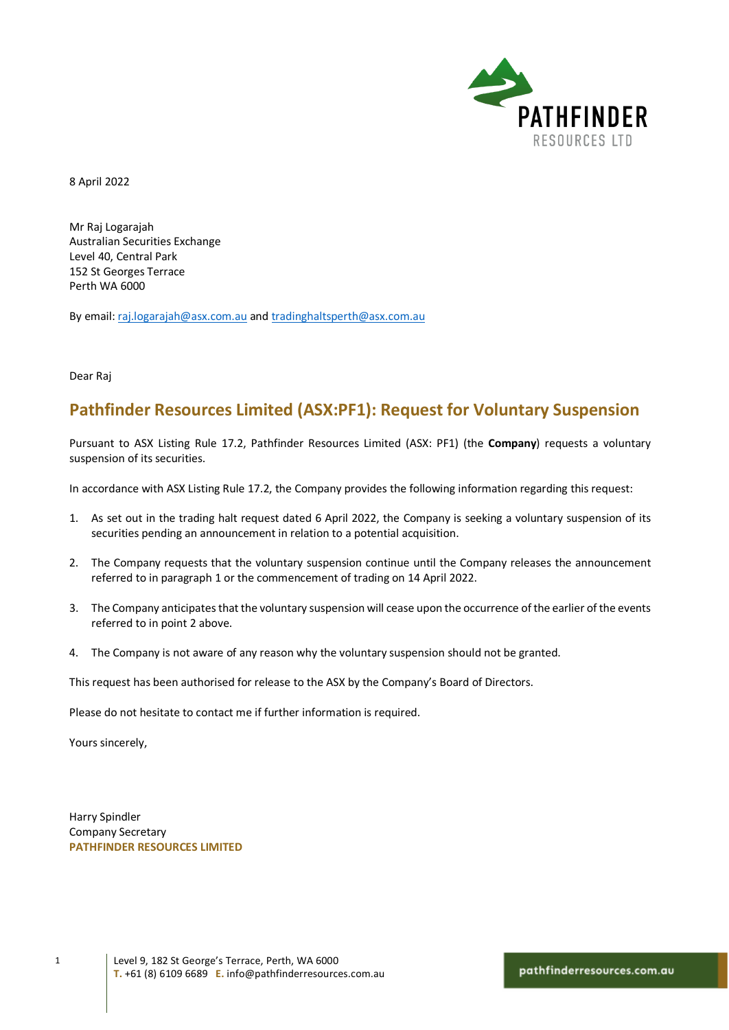8 April 2022

Mr Raj Logarajah
Australian Securities Exchange
Level 40, Central Park
152 St Georges Terrace
Perth WA 6000

By email: raj.logarajah@asx.com.au and tradinghaltsperth@asx.com.au

Dear Raj

## Pathfinder Resources Limited (ASX:PF1): Request for Voluntary Suspension

Pursuant to ASX Listing Rule 17.2, Pathfinder Resources Limited (ASX: PF1) (the **Company**) requests a voluntary suspension of its securities.

In accordance with ASX Listing Rule 17.2, the Company provides the following information regarding this request:

1. As set out in the trading halt request dated 6 April 2022, the Company is seeking a voluntary suspension of its securities pending an announcement in relation to a potential acquisition.
2. The Company requests that the voluntary suspension continue until the Company releases the announcement referred to in paragraph 1 or the commencement of trading on 14 April 2022.
3. The Company anticipates that the voluntary suspension will cease upon the occurrence of the earlier of the events referred to in point 2 above.
4. The Company is not aware of any reason why the voluntary suspension should not be granted.

This request has been authorised for release to the ASX by the Company's Board of Directors.

Please do not hesitate to contact me if further information is required.

Yours sincerely,

Harry Spindler
Company Secretary
**PATHFINDER RESOURCES LIMITED**

Level 9, 182 St George's Terrace, Perth, WA 6000
T. +61 (8) 6109 6689 E. info@pathfinderresources.com.au

pathfinderresources.com.au